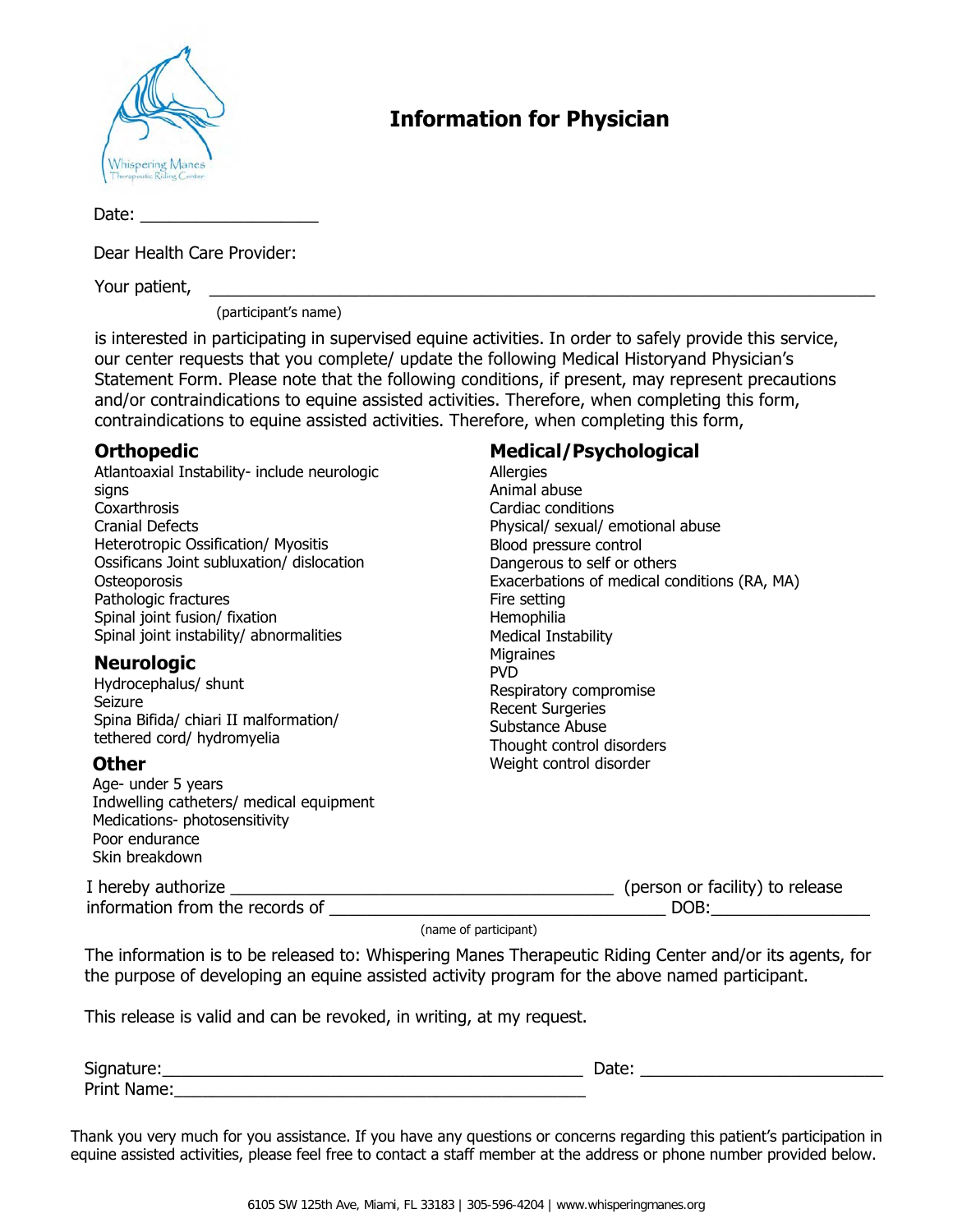# Information for Physician

Date: ___________________

Dear Health Care Provider:

Your patient, _______________________________________________________________________

(participant's name)

is interested in participating in supervised equine activities. In order to safely provide this service, our center requests that you complete/ update the following Medical Historyand Physician's Statement Form. Please note that the following conditions, if present, may represent precautions and/or contraindications to equine assisted activities. Therefore, when completing this form, contraindications to equine assisted activities. Therefore, when completing this form,

## Orthopedic

Atlantoaxial Instability- include neurologic signs
Coxarthrosis
Cranial Defects
Heterotropic Ossification/ Myositis
Ossificans Joint subluxation/ dislocation
Osteoporosis
Pathologic fractures
Spinal joint fusion/ fixation
Spinal joint instability/ abnormalities

## Neurologic

Hydrocephalus/ shunt
Seizure
Spina Bifida/ chiari II malformation/ tethered cord/ hydromyelia

## Other

Age- under 5 years
Indwelling catheters/ medical equipment
Medications- photosensitivity
Poor endurance
Skin breakdown

## Medical/Psychological

Allergies
Animal abuse
Cardiac conditions
Physical/ sexual/ emotional abuse
Blood pressure control
Dangerous to self or others
Exacerbations of medical conditions (RA, MA)
Fire setting
Hemophilia
Medical Instability
Migraines
PVD
Respiratory compromise
Recent Surgeries
Substance Abuse
Thought control disorders
Weight control disorder

I hereby authorize __________________________________________ (person or facility) to release information from the records of ____________________________________ DOB:_________________

(name of participant)

The information is to be released to: Whispering Manes Therapeutic Riding Center and/or its agents, for the purpose of developing an equine assisted activity program for the above named participant.

This release is valid and can be revoked, in writing, at my request.

Signature:_______________________________________________ Date: _________________________

Print Name:_____________________________________________

Thank you very much for you assistance. If you have any questions or concerns regarding this patient's participation in equine assisted activities, please feel free to contact a staff member at the address or phone number provided below.

6105 SW 125th Ave, Miami, FL 33183 | 305-596-4204 | www.whisperingmanes.org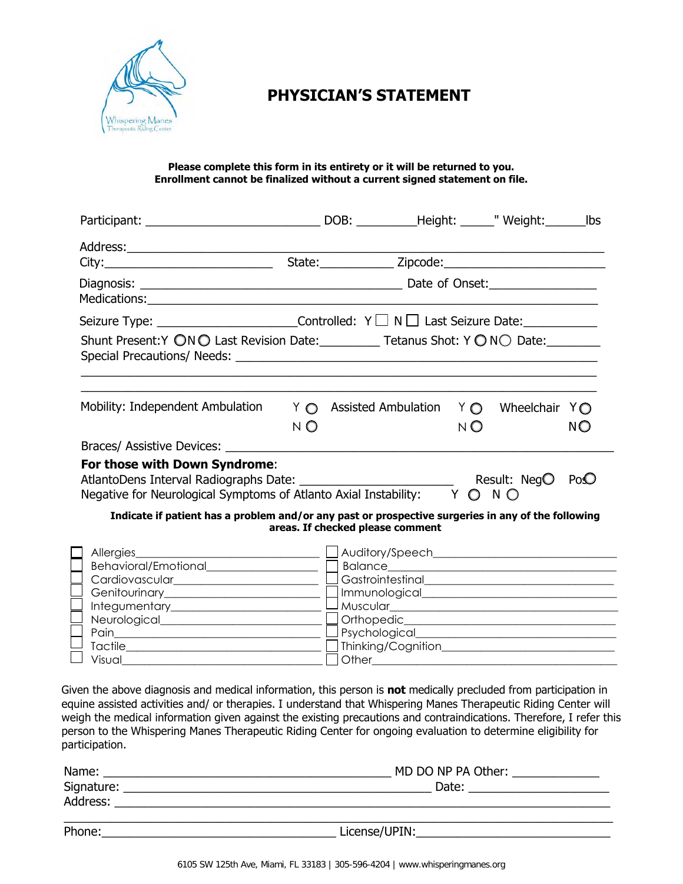Whispering Manes
Therapeutic Riding Center

# PHYSICIAN'S STATEMENT

**Please complete this form in its entirety or it will be returned to you.**
**Enrollment cannot be finalized without a current signed statement on file.**

Participant: ________________________ DOB: _________ Height: _____" Weight: ______ lbs

Address: ______________________________________________________________

City: ________________________ State: ___________ Zipcode: ______________________

Diagnosis: ____________________________________ Date of Onset: _______________

Medications: ___________________________________________________________

Seizure Type: ____________________ Controlled: Y ☐ N ☐ Last Seizure Date: ___________

Shunt Present: Y ○ N ○ Last Revision Date: _________ Tetanus Shot: Y ○ N ○ Date: ________

Special Precautions/ Needs: ______________________________________________

_____________________________________________________________________

_____________________________________________________________________

Mobility: Independent Ambulation Y ○ N ○ Assisted Ambulation Y ○ N ○ Wheelchair Y ○ N ○

Braces/ Assistive Devices: _________________________________________________

**For those with Down Syndrome**:

AtlantoDens Interval Radiographs Date: ______________________ Result: Neg ○ Pos ○

Negative for Neurological Symptoms of Atlanto Axial Instability: Y ○ N ○

**Indicate if patient has a problem and/or any past or prospective surgeries in any of the following areas. If checked please comment**

| | |
|---|---|
| ☐ Allergies ____________________ | ☐ Auditory/Speech ____________________ |
| ☐ Behavioral/Emotional ____________________ | ☐ Balance ____________________ |
| ☐ Cardiovascular ____________________ | ☐ Gastrointestinal ____________________ |
| ☐ Genitourinary ____________________ | ☐ Immunological ____________________ |
| ☐ Integumentary ____________________ | ☐ Muscular ____________________ |
| ☐ Neurological ____________________ | ☐ Orthopedic ____________________ |
| ☐ Pain ____________________ | ☐ Psychological ____________________ |
| ☐ Tactile ____________________ | ☐ Thinking/Cognition ____________________ |
| ☐ Visual ____________________ | ☐ Other ____________________ |

Given the above diagnosis and medical information, this person is **not** medically precluded from participation in equine assisted activities and/ or therapies. I understand that Whispering Manes Therapeutic Riding Center will weigh the medical information given against the existing precautions and contraindications. Therefore, I refer this person to the Whispering Manes Therapeutic Riding Center for ongoing evaluation to determine eligibility for participation.

Name: ________________________________________ MD DO NP PA Other: _____________

Signature: ________________________________________ Date: ____________________

Address: _______________________________________________________________

_____________________________________________________________________

Phone: ________________________________ License/UPIN: ___________________________

6105 SW 125th Ave, Miami, FL 33183 | 305-596-4204 | www.whisperingmanes.org